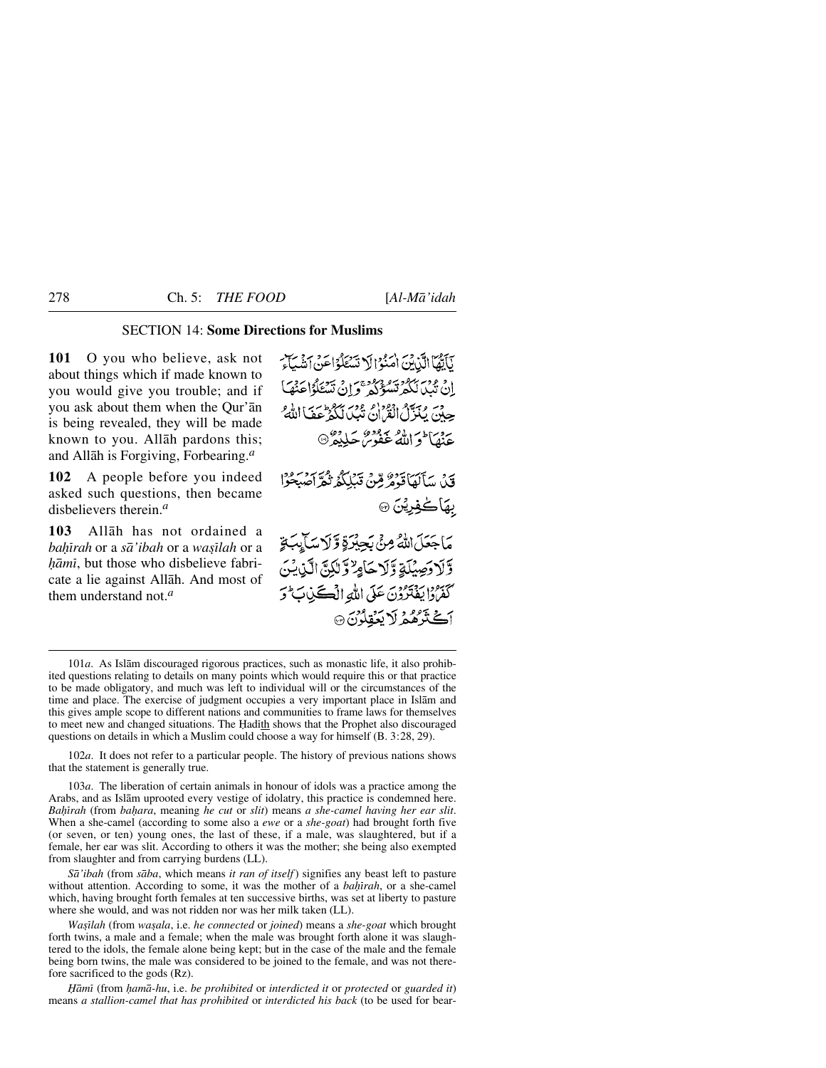## SECTION 14: **Some Directions for Muslims**

**101** O you who believe, ask not about things which if made known to you would give you trouble; and if you ask about them when the Qur'ān is being revealed, they will be made known to you. Allāh pardons this; and Allāh is Forgiving, Forbearing.[a]

يَاَيُّهَا الَّذِيْنَ اٰمَنُوْا لَا تَسْـَٔلُوْا عَنْ اَشْيَآءَ اِنْ تُبْدَ لَكُمْ تَسُؤْكُمْ ۚ وَاِنْ تَسْـَٔلُوْا عَنْهَا حِيْنَ يُنَزَّلُ الْقُرْاٰنُ تُبْدَ لَكُمْ ؕ عَفَا اللّٰهُ عَنْهَا ؕ وَاللّٰهُ غَفُوْرٌ حَلِيْمٌ ۝

**102** A people before you indeed asked such questions, then became disbelievers therein.[a]

قَدْ سَاَلَهَا قَوْمٌ مِّنْ قَبْلِكُمْ ثُمَّ اَصْبَحُوْا بِهَا كٰفِرِيْنَ ۝

**103** Allāh has not ordained a *baḥīrah* or a *sā'ibah* or a *waṣīlah* or a *ḥāmī*, but those who disbelieve fabricate a lie against Allāh. And most of them understand not.[a]

مَا جَعَلَ اللّٰهُ مِنْۢ بَحِيْرَةٍ وَّلَا سَآئِبَةٍ وَّلَا وَصِيْلَةٍ وَّلَا حَامٍ ۙ وَّلٰكِنَّ الَّذِيْنَ كَفَرُوْا يَفْتَرُوْنَ عَلَى اللّٰهِ الْكَذِبَ ؕ وَاَكْثَرُهُمْ لَا يَعْقِلُوْنَ ۝

---

101*a*. As Islām discouraged rigorous practices, such as monastic life, it also prohibited questions relating to details on many points which would require this or that practice to be made obligatory, and much was left to individual will or the circumstances of the time and place. The exercise of judgment occupies a very important place in Islām and this gives ample scope to different nations and communities to frame laws for themselves to meet new and changed situations. The Ḥadīth shows that the Prophet also discouraged questions on details in which a Muslim could choose a way for himself (B. 3:28, 29).

102*a*. It does not refer to a particular people. The history of previous nations shows that the statement is generally true.

103*a*. The liberation of certain animals in honour of idols was a practice among the Arabs, and as Islām uprooted every vestige of idolatry, this practice is condemned here. *Baḥīrah* (from *baḥara*, meaning *he cut* or *slit*) means *a she-camel having her ear slit*. When a she-camel (according to some also a *ewe* or a *she-goat*) had brought forth five (or seven, or ten) young ones, the last of these, if a male, was slaughtered, but if a female, her ear was slit. According to others it was the mother; she being also exempted from slaughter and from carrying burdens (LL).

*Sā'ibah* (from *sāba*, which means *it ran of itself*) signifies any beast left to pasture without attention. According to some, it was the mother of a *baḥīrah*, or a she-camel which, having brought forth females at ten successive births, was set at liberty to pasture where she would, and was not ridden nor was her milk taken (LL).

*Waṣīlah* (from *waṣala*, i.e. *he connected* or *joined*) means a *she-goat* which brought forth twins, a male and a female; when the male was brought forth alone it was slaughtered to the idols, the female alone being kept; but in the case of the male and the female being born twins, the male was considered to be joined to the female, and was not therefore sacrificed to the gods (Rz).

*Ḥāmī* (from *ḥamā-hu*, i.e. *be prohibited* or *interdicted it* or *protected* or *guarded it*) means *a stallion-camel that has prohibited* or *interdicted his back* (to be used for bear-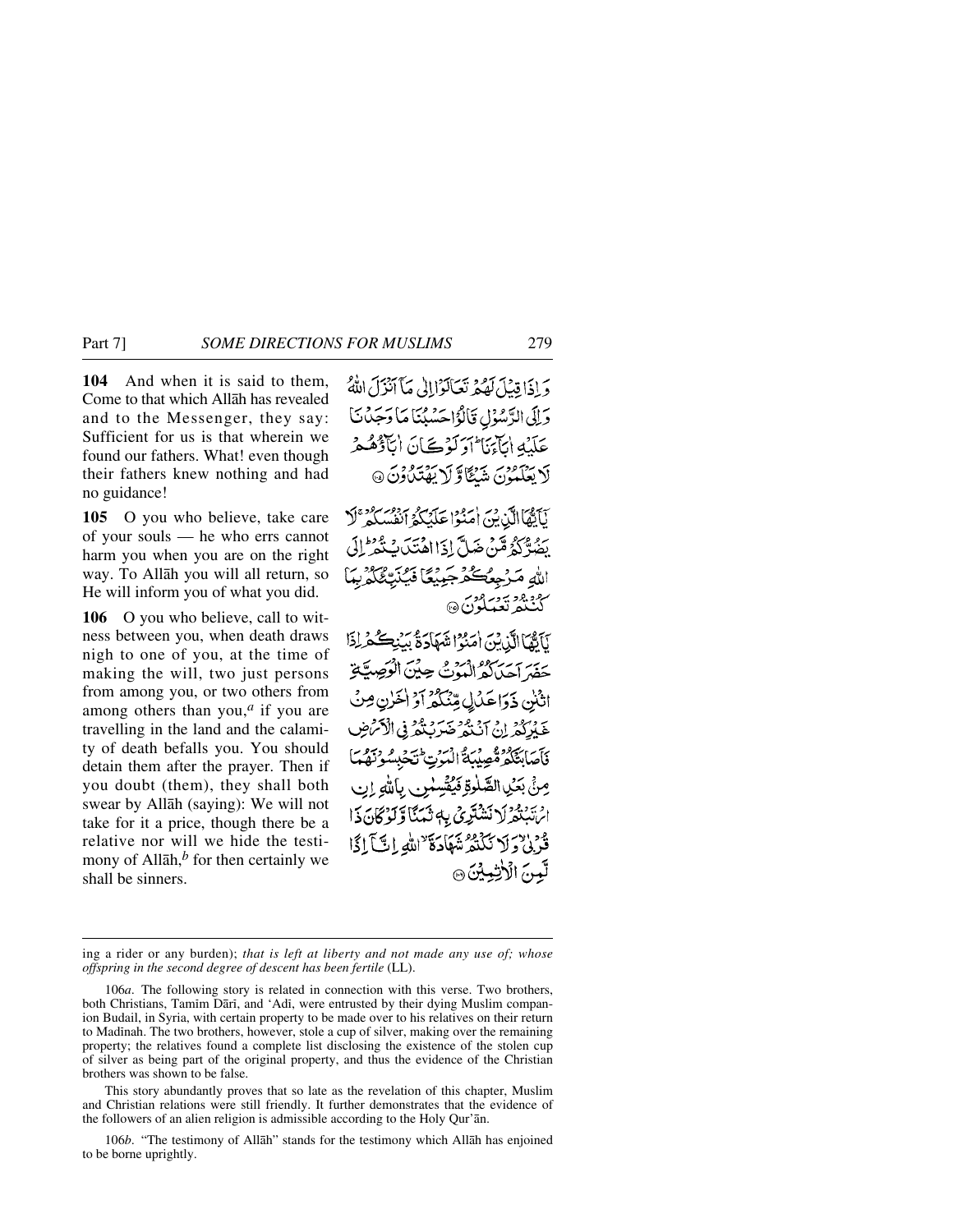**104** And when it is said to them, Come to that which Allāh has revealed and to the Messenger, they say: Sufficient for us is that wherein we found our fathers. What! even though their fathers knew nothing and had no guidance!

وَ اِذَا قِيۡلَ لَهُمۡ تَعَالَوۡا اِلٰى مَاۤ اَنۡزَلَ اللّٰهُ وَاِلَى الرَّسُوۡلِ قَالُوۡا حَسۡبُنَا مَا وَجَدۡنَا عَلَيۡهِ اٰبَآءَنَا ؕ اَوَلَوۡ كَانَ اٰبَآؤُهُمۡ لَا يَعۡلَمُوۡنَ شَيۡـئًا وَّلَا يَهۡتَدُوۡنَ ۝

**105** O you who believe, take care of your souls — he who errs cannot harm you when you are on the right way. To Allāh you will all return, so He will inform you of what you did.

يٰۤاَيُّهَا الَّذِيۡنَ اٰمَنُوۡا عَلَيۡكُمۡ اَنۡفُسَكُمۡ ۚ لَا يَضُرُّكُمۡ مَّنۡ ضَلَّ اِذَا اهۡتَدَيۡتُمۡ ؕ اِلَى اللّٰهِ مَرۡجِعُكُمۡ جَمِيۡعًا فَيُنَبِّئُكُمۡ بِمَا كُنۡتُمۡ تَعۡمَلُوۡنَ ۝

**106** O you who believe, call to witness between you, when death draws nigh to one of you, at the time of making the will, two just persons from among you, or two others from among others than you,[a] if you are travelling in the land and the calamity of death befalls you. You should detain them after the prayer. Then if you doubt (them), they shall both swear by Allāh (saying): We will not take for it a price, though there be a relative nor will we hide the testimony of Allāh,[b] for then certainly we shall be sinners.

يٰۤاَيُّهَا الَّذِيۡنَ اٰمَنُوۡا شَهَادَةُ بَيۡنِكُمۡ اِذَا حَضَرَ اَحَدَكُمُ الۡمَوۡتُ حِيۡنَ الۡوَصِيَّةِ اثۡنٰنِ ذَوَا عَدۡلٍ مِّنۡكُمۡ اَوۡ اٰخَرٰنِ مِنۡ غَيۡرِكُمۡ اِنۡ اَنۡتُمۡ ضَرَبۡتُمۡ فِى الۡاَرۡضِ فَاَصَابَتۡكُمۡ مُّصِيۡبَةُ الۡمَوۡتِ ؕ تَحۡبِسُوۡنَهُمَا مِنۡۢ بَعۡدِ الصَّلٰوةِ فَيُقۡسِمٰنِ بِاللّٰهِ اِنِ ارۡتَبۡتُمۡ لَا نَشۡتَرِىۡ بِهٖ ثَمَنًا وَّلَوۡ كَانَ ذَا قُرۡبٰى ۙ وَلَا نَكۡتُمُ شَهَادَةَ ۙ اللّٰهِ اِنَّاۤ اِذًا لَّمِنَ الۡاٰثِمِيۡنَ ۝

---

ing a rider or any burden); *that is left at liberty and not made any use of; whose offspring in the second degree of descent has been fertile* (LL).

106*a*. The following story is related in connection with this verse. Two brothers, both Christians, Tamīm Dārī, and 'Adī, were entrusted by their dying Muslim companion Budail, in Syria, with certain property to be made over to his relatives on their return to Madīnah. The two brothers, however, stole a cup of silver, making over the remaining property; the relatives found a complete list disclosing the existence of the stolen cup of silver as being part of the original property, and thus the evidence of the Christian brothers was shown to be false.

This story abundantly proves that so late as the revelation of this chapter, Muslim and Christian relations were still friendly. It further demonstrates that the evidence of the followers of an alien religion is admissible according to the Holy Qur'ān.

106*b*. "The testimony of Allāh" stands for the testimony which Allāh has enjoined to be borne uprightly.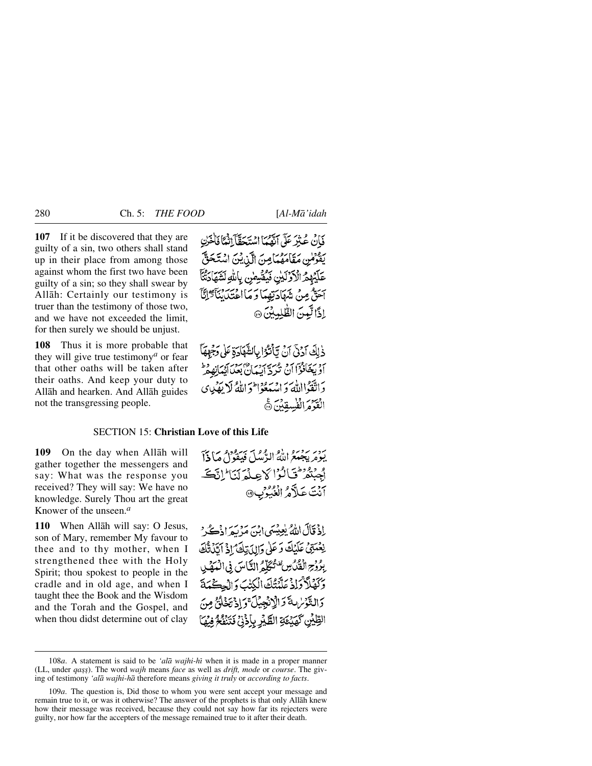**107** If it be discovered that they are guilty of a sin, two others shall stand up in their place from among those against whom the first two have been guilty of a sin; so they shall swear by Allāh: Certainly our testimony is truer than the testimony of those two, and we have not exceeded the limit, for then surely we should be unjust.

فَإِنْ عُثِرَ عَلَىٰٓ أَنَّهُمَا ٱسْتَحَقَّآ إِثْمًا فَـَٔاخَرَانِ يَقُومَانِ مَقَامَهُمَا مِنَ ٱلَّذِينَ ٱسْتَحَقَّ عَلَيْهِمُ ٱلْأَوْلَيَـٰنِ فَيُقْسِمَانِ بِٱللَّهِ لَشَهَـٰدَتُنَآ أَحَقُّ مِن شَهَـٰدَتِهِمَا وَمَا ٱعْتَدَيْنَآ إِنَّآ إِذًا لَّمِنَ ٱلظَّـٰلِمِينَ ﴿١٠٧﴾

**108** Thus it is more probable that they will give true testimony[a] or fear that other oaths will be taken after their oaths. And keep your duty to Allāh and hearken. And Allāh guides not the transgressing people.

ذَٰلِكَ أَدْنَىٰٓ أَن يَأْتُوا۟ بِٱلشَّهَـٰدَةِ عَلَىٰ وَجْهِهَآ أَوْ يَخَافُوٓا۟ أَن تُرَدَّ أَيْمَـٰنٌۢ بَعْدَ أَيْمَـٰنِهِمْ ۗ وَٱتَّقُوا۟ ٱللَّهَ وَٱسْمَعُوا۟ ۗ وَٱللَّهُ لَا يَهْدِى ٱلْقَوْمَ ٱلْفَـٰسِقِينَ ﴿١٠٨﴾

## SECTION 15: Christian Love of this Life

**109** On the day when Allāh will gather together the messengers and say: What was the response you received? They will say: We have no knowledge. Surely Thou art the great Knower of the unseen.[a]

يَوْمَ يَجْمَعُ ٱللَّهُ ٱلرُّسُلَ فَيَقُولُ مَاذَآ أُجِبْتُمْ ۖ قَالُوا۟ لَا عِلْمَ لَنَآ ۖ إِنَّكَ أَنتَ عَلَّـٰمُ ٱلْغُيُوبِ ﴿١٠٩﴾

**110** When Allāh will say: O Jesus, son of Mary, remember My favour to thee and to thy mother, when I strengthened thee with the Holy Spirit; thou spokest to people in the cradle and in old age, and when I taught thee the Book and the Wisdom and the Torah and the Gospel, and when thou didst determine out of clay

إِذْ قَالَ ٱللَّهُ يَـٰعِيسَى ٱبْنَ مَرْيَمَ ٱذْكُرْ نِعْمَتِى عَلَيْكَ وَعَلَىٰ وَٰلِدَتِكَ إِذْ أَيَّدتُّكَ بِرُوحِ ٱلْقُدُسِ تُكَلِّمُ ٱلنَّاسَ فِى ٱلْمَهْدِ وَكَهْلًا ۖ وَإِذْ عَلَّمْتُكَ ٱلْكِتَـٰبَ وَٱلْحِكْمَةَ وَٱلتَّوْرَىٰةَ وَٱلْإِنجِيلَ ۖ وَإِذْ تَخْلُقُ مِنَ ٱلطِّينِ كَهَيْـَٔةِ ٱلطَّيْرِ بِإِذْنِى فَتَنفُخُ فِيهَا

---

108*a*. A statement is said to be *'alā wajhi-hī* when it is made in a proper manner (LL, under *qaṣṣ*). The word *wajh* means *face* as well as *drift, mode* or *course*. The giving of testimony *'alā wajhi-hā* therefore means *giving it truly* or *according to facts*.

109*a*. The question is, Did those to whom you were sent accept your message and remain true to it, or was it otherwise? The answer of the prophets is that only Allāh knew how their message was received, because they could not say how far its rejecters were guilty, nor how far the accepters of the message remained true to it after their death.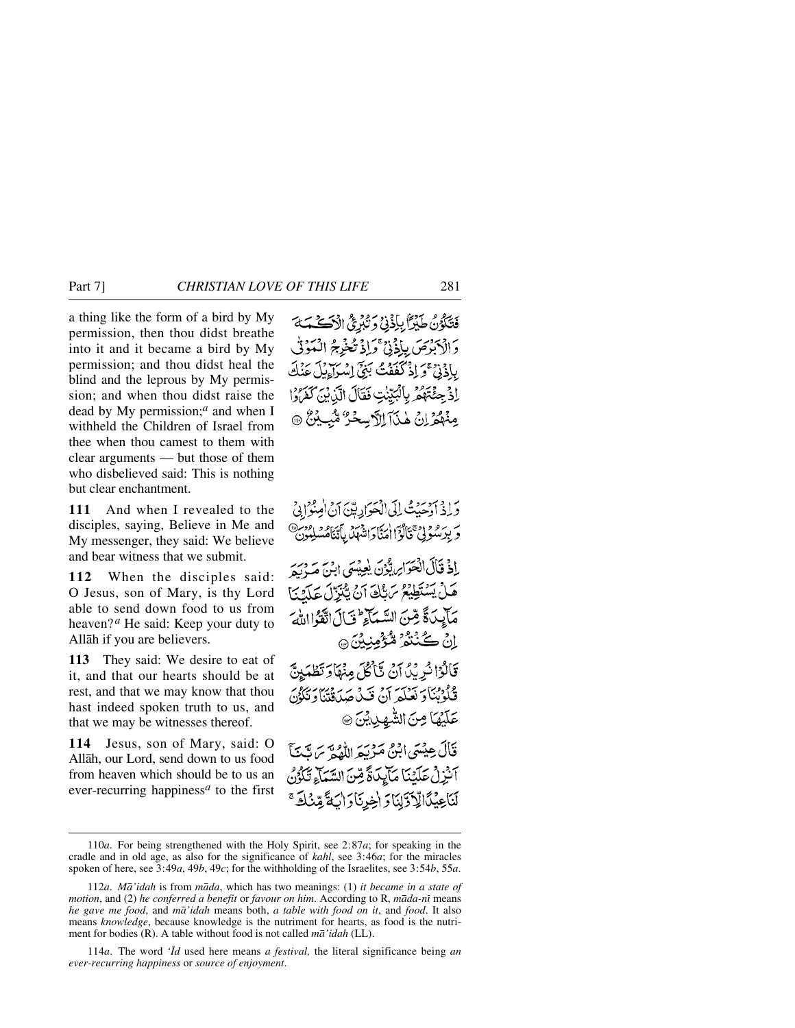a thing like the form of a bird by My permission, then thou didst breathe into it and it became a bird by My permission; and thou didst heal the blind and the leprous by My permission; and when thou didst raise the dead by My permission;[a] and when I withheld the Children of Israel from thee when thou camest to them with clear arguments — but those of them who disbelieved said: This is nothing but clear enchantment.

فَتَكُونُ طَيْرًا بِإِذْنِي وَتُبْرِئُ الْأَكْمَهَ وَالْأَبْرَصَ بِإِذْنِي ۖ وَإِذْ تُخْرِجُ الْمَوْتَىٰ بِإِذْنِي ۖ وَإِذْ كَفَفْتُ بَنِي إِسْرَائِيلَ عَنكَ إِذْ جِئْتَهُم بِالْبَيِّنَاتِ فَقَالَ الَّذِينَ كَفَرُوا مِنْهُمْ إِنْ هَٰذَا إِلَّا سِحْرٌ مُّبِينٌ ﴿١١٠﴾

**111** And when I revealed to the disciples, saying, Believe in Me and My messenger, they said: We believe and bear witness that we submit.

وَإِذْ أَوْحَيْتُ إِلَى الْحَوَارِيِّينَ أَنْ آمِنُوا بِي وَبِرَسُولِي قَالُوا آمَنَّا وَاشْهَدْ بِأَنَّنَا مُسْلِمُونَ ﴿١١١﴾

**112** When the disciples said: O Jesus, son of Mary, is thy Lord able to send down food to us from heaven?[a] He said: Keep your duty to Allāh if you are believers.

إِذْ قَالَ الْحَوَارِيُّونَ يَا عِيسَى ابْنَ مَرْيَمَ هَلْ يَسْتَطِيعُ رَبُّكَ أَن يُنَزِّلَ عَلَيْنَا مَائِدَةً مِّنَ السَّمَاءِ ۖ قَالَ اتَّقُوا اللَّهَ إِن كُنتُم مُّؤْمِنِينَ ﴿١١٢﴾

**113** They said: We desire to eat of it, and that our hearts should be at rest, and that we may know that thou hast indeed spoken truth to us, and that we may be witnesses thereof.

قَالُوا نُرِيدُ أَن نَّأْكُلَ مِنْهَا وَتَطْمَئِنَّ قُلُوبُنَا وَنَعْلَمَ أَن قَدْ صَدَقْتَنَا وَنَكُونَ عَلَيْهَا مِنَ الشَّاهِدِينَ ﴿١١٣﴾

**114** Jesus, son of Mary, said: O Allāh, our Lord, send down to us food from heaven which should be to us an ever-recurring happiness[a] to the first

قَالَ عِيسَى ابْنُ مَرْيَمَ اللَّهُمَّ رَبَّنَا أَنزِلْ عَلَيْنَا مَائِدَةً مِّنَ السَّمَاءِ تَكُونُ لَنَا عِيدًا لِّأَوَّلِنَا وَآخِرِنَا وَآيَةً مِّنكَ ۖ

---

110*a*. For being strengthened with the Holy Spirit, see 2:87*a*; for speaking in the cradle and in old age, as also for the significance of *kahl*, see 3:46*a*; for the miracles spoken of here, see 3:49*a*, 49*b*, 49*c*; for the withholding of the Israelites, see 3:54*b*, 55*a*.

112*a*. *Mā'idah* is from *māda*, which has two meanings: (1) *it became in a state of motion*, and (2) *he conferred a benefit* or *favour on him*. According to R, *māda-nī* means *he gave me food*, and *mā'idah* means both, *a table with food on it*, and *food*. It also means *knowledge*, because knowledge is the nutriment for hearts, as food is the nutriment for bodies (R). A table without food is not called *mā'idah* (LL).

114*a*. The word *'Īd* used here means *a festival,* the literal significance being *an ever-recurring happiness* or *source of enjoyment*.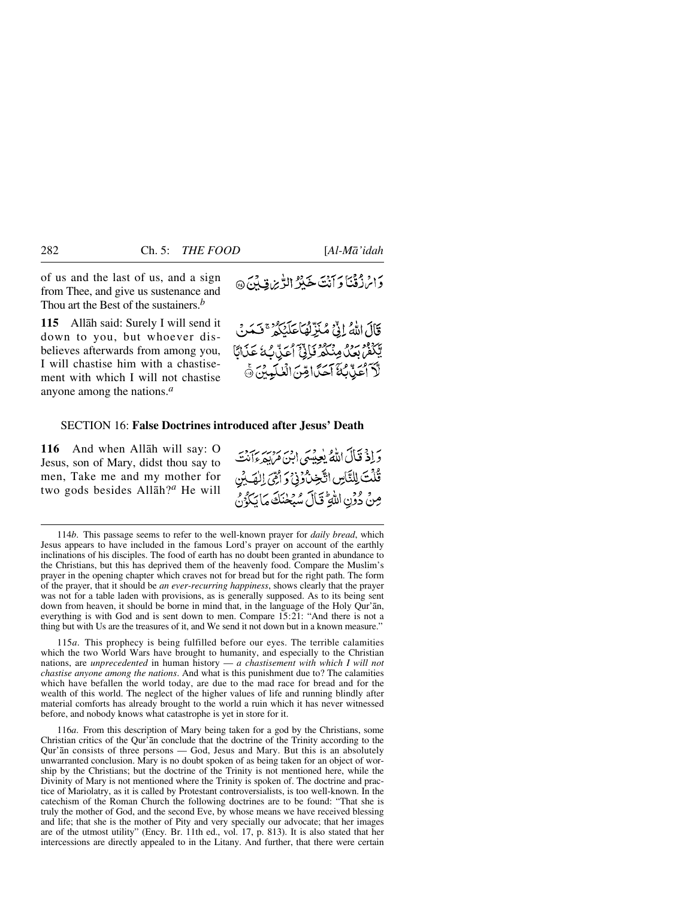of us and the last of us, and a sign from Thee, and give us sustenance and Thou art the Best of the sustainers.[b]

وَارْزُقْنَا وَاَنْتَ خَيْرُ الرّٰزِقِيْنَ ﴿۱۱۴﴾

**115** Allāh said: Surely I will send it down to you, but whoever disbelieves afterwards from among you, I will chastise him with a chastisement with which I will not chastise anyone among the nations.[a]

قَالَ اللّٰهُ اِنِّيْ مُنَزِّلُهَا عَلَيْكُمْ ۚ فَمَنْ يَّكْفُرْ بَعْدُ مِنْكُمْ فَاِنِّيْۤ اُعَذِّبُهٗ عَذَابًا لَّاۤ اُعَذِّبُهٗۤ اَحَدًا مِّنَ الْعٰلَمِيْنَ ﴿۱۱۵﴾

## SECTION 16: False Doctrines introduced after Jesus' Death

**116** And when Allāh will say: O Jesus, son of Mary, didst thou say to men, Take me and my mother for two gods besides Allāh?[a] He will

وَاِذْ قَالَ اللّٰهُ يٰعِيْسَى ابْنَ مَرْيَمَ ءَاَنْتَ قُلْتَ لِلنَّاسِ اتَّخِذُوْنِيْ وَاُمِّيَ اِلٰهَيْنِ مِنْ دُوْنِ اللّٰهِ ؕ قَالَ سُبْحٰنَكَ مَا يَكُوْنُ

---

114*b*. This passage seems to refer to the well-known prayer for *daily bread*, which Jesus appears to have included in the famous Lord's prayer on account of the earthly inclinations of his disciples. The food of earth has no doubt been granted in abundance to the Christians, but this has deprived them of the heavenly food. Compare the Muslim's prayer in the opening chapter which craves not for bread but for the right path. The form of the prayer, that it should be *an ever-recurring happiness*, shows clearly that the prayer was not for a table laden with provisions, as is generally supposed. As to its being sent down from heaven, it should be borne in mind that, in the language of the Holy Qur'ān, everything is with God and is sent down to men. Compare 15:21: "And there is not a thing but with Us are the treasures of it, and We send it not down but in a known measure."

115*a*. This prophecy is being fulfilled before our eyes. The terrible calamities which the two World Wars have brought to humanity, and especially to the Christian nations, are *unprecedented* in human history — *a chastisement with which I will not chastise anyone among the nations*. And what is this punishment due to? The calamities which have befallen the world today, are due to the mad race for bread and for the wealth of this world. The neglect of the higher values of life and running blindly after material comforts has already brought to the world a ruin which it has never witnessed before, and nobody knows what catastrophe is yet in store for it.

116*a*. From this description of Mary being taken for a god by the Christians, some Christian critics of the Qur'ān conclude that the doctrine of the Trinity according to the Qur'ān consists of three persons — God, Jesus and Mary. But this is an absolutely unwarranted conclusion. Mary is no doubt spoken of as being taken for an object of worship by the Christians; but the doctrine of the Trinity is not mentioned here, while the Divinity of Mary is not mentioned where the Trinity is spoken of. The doctrine and practice of Mariolatry, as it is called by Protestant controversialists, is too well-known. In the catechism of the Roman Church the following doctrines are to be found: "That she is truly the mother of God, and the second Eve, by whose means we have received blessing and life; that she is the mother of Pity and very specially our advocate; that her images are of the utmost utility" (Ency. Br. 11th ed., vol. 17, p. 813). It is also stated that her intercessions are directly appealed to in the Litany. And further, that there were certain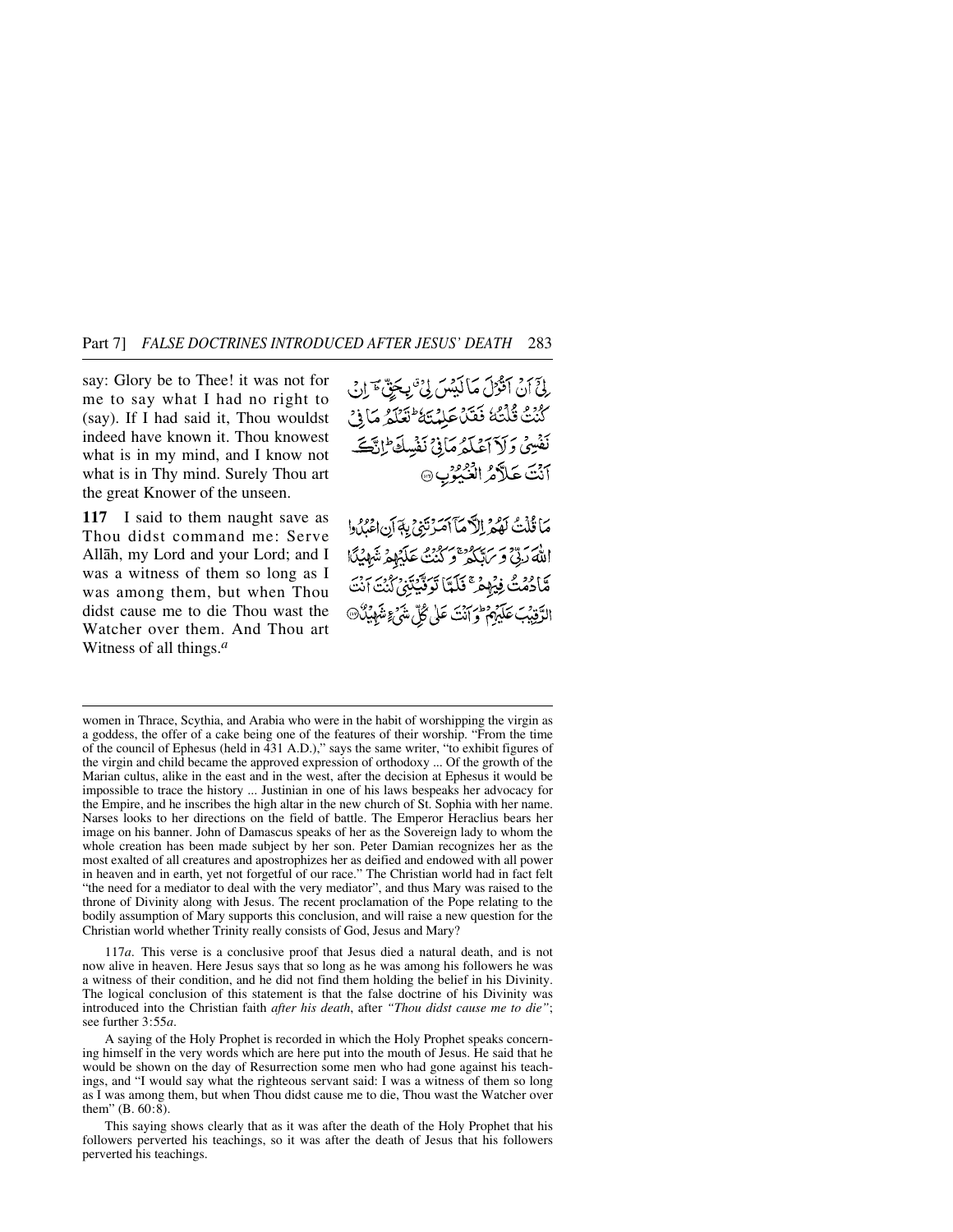say: Glory be to Thee! it was not for me to say what I had no right to (say). If I had said it, Thou wouldst indeed have known it. Thou knowest what is in my mind, and I know not what is in Thy mind. Surely Thou art the great Knower of the unseen.

لِيْٓ اَنْ اَقُوْلَ مَا لَيْسَ لِيْ ۚ بِحَقٍّ ؕ اِنْ كُنْتُ قُلْتُهٗ فَقَدْ عَلِمْتَهٗ ؕ تَعْلَمُ مَا فِيْ نَفْسِيْ وَ لَآ اَعْلَمُ مَا فِيْ نَفْسِكَ ؕ اِنَّكَ اَنْتَ عَلَّامُ الْغُيُوْبِ ﴿۱۱۶﴾

**117** I said to them naught save as Thou didst command me: Serve Allāh, my Lord and your Lord; and I was a witness of them so long as I was among them, but when Thou didst cause me to die Thou wast the Watcher over them. And Thou art Witness of all things.[a]

مَا قُلْتُ لَهُمْ اِلَّا مَآ اَمَرْتَنِيْ بِهٖٓ اَنِ اعْبُدُوا اللّٰهَ رَبِّيْ وَ رَبَّكُمْ ۚ وَ كُنْتُ عَلَيْهِمْ شَهِيْدًا مَّا دُمْتُ فِيْهِمْ ۚ فَلَمَّا تَوَفَّيْتَنِيْ كُنْتَ اَنْتَ الرَّقِيْبَ عَلَيْهِمْ ؕ وَ اَنْتَ عَلٰى كُلِّ شَيْءٍ شَهِيْدٌ ﴿۱۱۷﴾

---

women in Thrace, Scythia, and Arabia who were in the habit of worshipping the virgin as a goddess, the offer of a cake being one of the features of their worship. "From the time of the council of Ephesus (held in 431 A.D.)," says the same writer, "to exhibit figures of the virgin and child became the approved expression of orthodoxy ... Of the growth of the Marian cultus, alike in the east and in the west, after the decision at Ephesus it would be impossible to trace the history ... Justinian in one of his laws bespeaks her advocacy for the Empire, and he inscribes the high altar in the new church of St. Sophia with her name. Narses looks to her directions on the field of battle. The Emperor Heraclius bears her image on his banner. John of Damascus speaks of her as the Sovereign lady to whom the whole creation has been made subject by her son. Peter Damian recognizes her as the most exalted of all creatures and apostrophizes her as deified and endowed with all power in heaven and in earth, yet not forgetful of our race." The Christian world had in fact felt "the need for a mediator to deal with the very mediator", and thus Mary was raised to the throne of Divinity along with Jesus. The recent proclamation of the Pope relating to the bodily assumption of Mary supports this conclusion, and will raise a new question for the Christian world whether Trinity really consists of God, Jesus and Mary?

117*a*. This verse is a conclusive proof that Jesus died a natural death, and is not now alive in heaven. Here Jesus says that so long as he was among his followers he was a witness of their condition, and he did not find them holding the belief in his Divinity. The logical conclusion of this statement is that the false doctrine of his Divinity was introduced into the Christian faith *after his death*, after *"Thou didst cause me to die"*; see further 3:55*a*.

A saying of the Holy Prophet is recorded in which the Holy Prophet speaks concerning himself in the very words which are here put into the mouth of Jesus. He said that he would be shown on the day of Resurrection some men who had gone against his teachings, and "I would say what the righteous servant said: I was a witness of them so long as I was among them, but when Thou didst cause me to die, Thou wast the Watcher over them" (B. 60:8).

This saying shows clearly that as it was after the death of the Holy Prophet that his followers perverted his teachings, so it was after the death of Jesus that his followers perverted his teachings.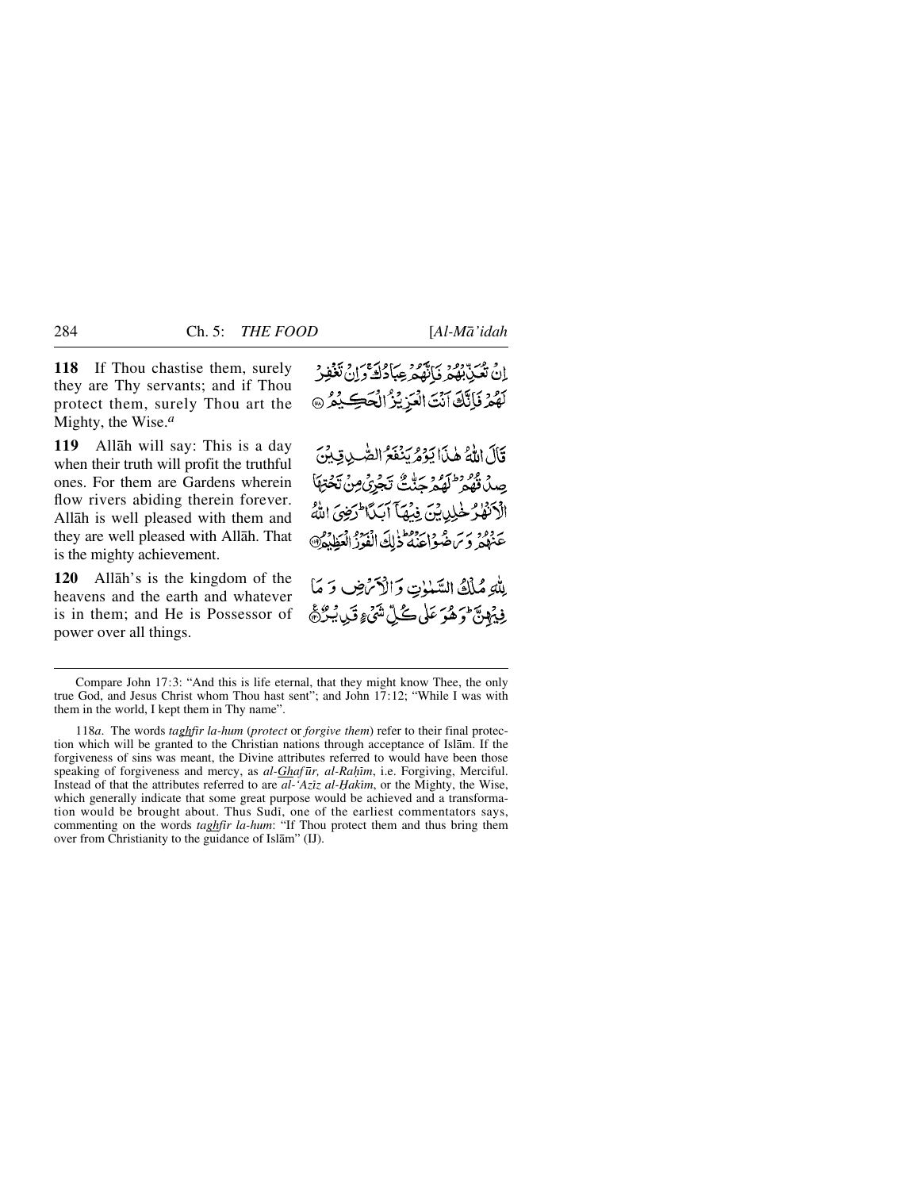**118** If Thou chastise them, surely they are Thy servants; and if Thou protect them, surely Thou art the Mighty, the Wise.[a]

إِنْ تُعَذِّبْهُمْ فَإِنَّهُمْ عِبَادُكَ ۖ وَإِنْ تَغْفِرْ لَهُمْ فَإِنَّكَ أَنْتَ الْعَزِيزُ الْحَكِيمُ ﴿١١٨﴾

**119** Allāh will say: This is a day when their truth will profit the truthful ones. For them are Gardens wherein flow rivers abiding therein forever. Allāh is well pleased with them and they are well pleased with Allāh. That is the mighty achievement.

قَالَ اللَّهُ هَٰذَا يَوْمُ يَنْفَعُ الصَّادِقِينَ صِدْقُهُمْ ۚ لَهُمْ جَنَّاتٌ تَجْرِي مِنْ تَحْتِهَا الْأَنْهَارُ خَالِدِينَ فِيهَا أَبَدًا ۚ رَضِيَ اللَّهُ عَنْهُمْ وَرَضُوا عَنْهُ ۚ ذَٰلِكَ الْفَوْزُ الْعَظِيمُ ﴿١١٩﴾

**120** Allāh's is the kingdom of the heavens and the earth and whatever is in them; and He is Possessor of power over all things.

لِلَّهِ مُلْكُ السَّمَاوَاتِ وَالْأَرْضِ وَمَا فِيهِنَّ ۚ وَهُوَ عَلَىٰ كُلِّ شَيْءٍ قَدِيرٌ ﴿١٢٠﴾

---

Compare John 17:3: "And this is life eternal, that they might know Thee, the only true God, and Jesus Christ whom Thou hast sent"; and John 17:12; "While I was with them in the world, I kept them in Thy name".

118*a*. The words *taghfir la-hum* (*protect* or *forgive them*) refer to their final protection which will be granted to the Christian nations through acceptance of Islām. If the forgiveness of sins was meant, the Divine attributes referred to would have been those speaking of forgiveness and mercy, as *al-Ghafūr, al-Raḥīm*, i.e. Forgiving, Merciful. Instead of that the attributes referred to are *al-'Azīz al-Ḥakīm*, or the Mighty, the Wise, which generally indicate that some great purpose would be achieved and a transformation would be brought about. Thus Sudī, one of the earliest commentators says, commenting on the words *taghfir la-hum*: "If Thou protect them and thus bring them over from Christianity to the guidance of Islām" (IJ).